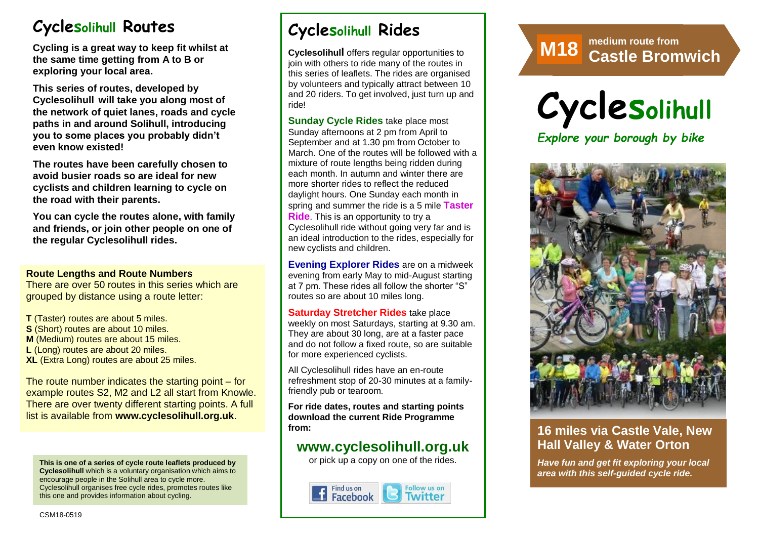# Cyclesolihull Routes

**Cycling is a great way to keep fit whilst at the same time getting from A to B or exploring your local area.**

**This series of routes, developed by Cyclesolihull will take you along most of the network of quiet lanes, roads and cycle paths in and around Solihull, introducing you to some places you probably didn't even know existed!**

**The routes have been carefully chosen to avoid busier roads so are ideal for new cyclists and children learning to cycle on the road with their parents.**

**You can cycle the routes alone, with family and friends, or join other people on one of the regular Cyclesolihull rides.**

### Route Lengths and Route Numbers

There are over 50 routes in this series which are grouped by distance using a route letter:

**T** (Taster) routes are about 5 miles.
**S** (Short) routes are about 10 miles.
**M** (Medium) routes are about 15 miles.
**L** (Long) routes are about 20 miles.
**XL** (Extra Long) routes are about 25 miles.

The route number indicates the starting point – for example routes S2, M2 and L2 all start from Knowle. There are over twenty different starting points. A full list is available from **www.cyclesolihull.org.uk**.

**This is one of a series of cycle route leaflets produced by Cyclesolihull** which is a voluntary organisation which aims to encourage people in the Solihull area to cycle more. Cyclesolihull organises free cycle rides, promotes routes like this one and provides information about cycling.

CSM18-0519

# Cyclesolihull Rides

**Cyclesolihull** offers regular opportunities to join with others to ride many of the routes in this series of leaflets. The rides are organised by volunteers and typically attract between 10 and 20 riders. To get involved, just turn up and ride!

**Sunday Cycle Rides** take place most Sunday afternoons at 2 pm from April to September and at 1.30 pm from October to March. One of the routes will be followed with a mixture of route lengths being ridden during each month. In autumn and winter there are more shorter rides to reflect the reduced daylight hours. One Sunday each month in spring and summer the ride is a 5 mile **Taster Ride**. This is an opportunity to try a Cyclesolihull ride without going very far and is an ideal introduction to the rides, especially for new cyclists and children.

**Evening Explorer Rides** are on a midweek evening from early May to mid-August starting at 7 pm. These rides all follow the shorter "S" routes so are about 10 miles long.

**Saturday Stretcher Rides** take place weekly on most Saturdays, starting at 9.30 am. They are about 30 long, are at a faster pace and do not follow a fixed route, so are suitable for more experienced cyclists.

All Cyclesolihull rides have an en-route refreshment stop of 20-30 minutes at a family-friendly pub or tearoom.

**For ride dates, routes and starting points download the current Ride Programme from:**

## www.cyclesolihull.org.uk

or pick up a copy on one of the rides.

Find us on Facebook | Follow us on Twitter

# M18 medium route from Castle Bromwich

# Cyclesolihull

*Explore your borough by bike*

## 16 miles via Castle Vale, New Hall Valley & Water Orton

***Have fun and get fit exploring your local area with this self-guided cycle ride.***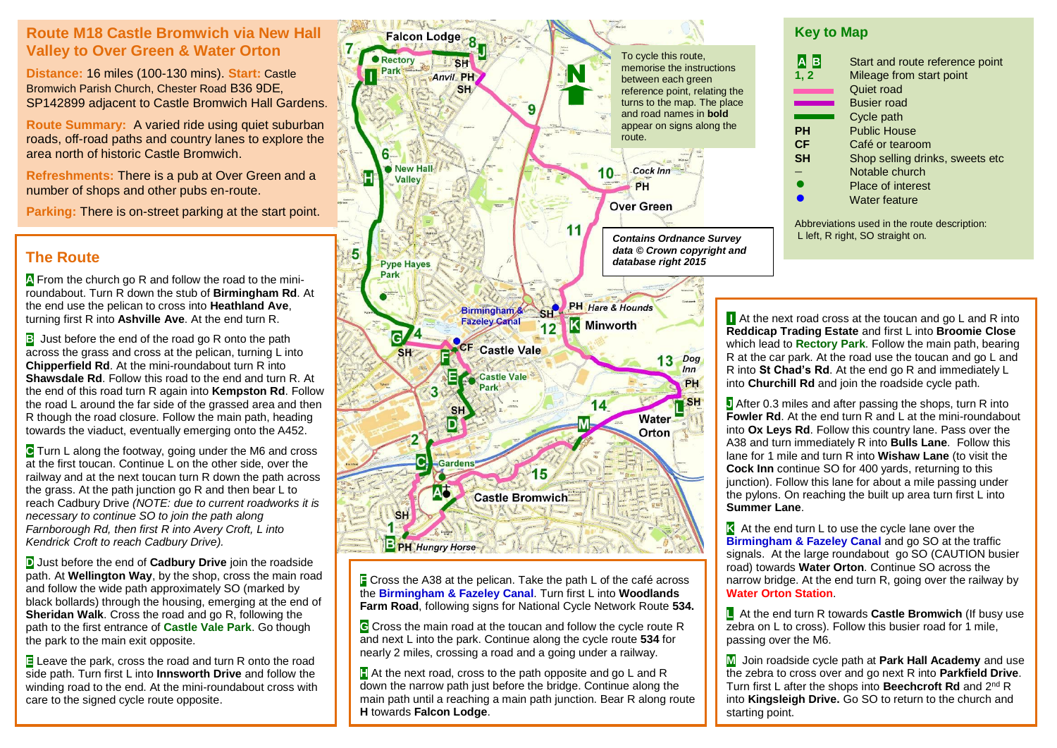## Route M18 Castle Bromwich via New Hall Valley to Over Green & Water Orton

**Distance:** 16 miles (100-130 mins). **Start:** Castle Bromwich Parish Church, Chester Road B36 9DE, SP142899 adjacent to Castle Bromwich Hall Gardens.

**Route Summary:** A varied ride using quiet suburban roads, off-road paths and country lanes to explore the area north of historic Castle Bromwich.

**Refreshments:** There is a pub at Over Green and a number of shops and other pubs en-route.

**Parking:** There is on-street parking at the start point.

To cycle this route, memorise the instructions between each green reference point, relating the turns to the map. The place and road names in **bold** appear on signs along the route.

*Contains Ordnance Survey data © Crown copyright and database right 2015*

## Key to Map

| | |
|---|---|
| A B | Start and route reference point |
| 1, 2 | Mileage from start point |
| (pink line) | Quiet road |
| (purple line) | Busier road |
| (green line) | Cycle path |
| PH | Public House |
| CF | Café or tearoom |
| SH | Shop selling drinks, sweets etc |
| ✝ | Notable church |
| ● | Place of interest |
| ● | Water feature |

Abbreviations used in the route description: L left, R right, SO straight on.

## The Route

**A** From the church go R and follow the road to the mini-roundabout. Turn R down the stub of **Birmingham Rd**. At the end use the pelican to cross into **Heathland Ave**, turning first R into **Ashville Ave**. At the end turn R.

**B** Just before the end of the road go R onto the path across the grass and cross at the pelican, turning L into **Chipperfield Rd**. At the mini-roundabout turn R into **Shawsdale Rd**. Follow this road to the end and turn R. At the end of this road turn R again into **Kempston Rd**. Follow the road L around the far side of the grassed area and then R though the road closure. Follow the main path, heading towards the viaduct, eventually emerging onto the A452.

**C** Turn L along the footway, going under the M6 and cross at the first toucan. Continue L on the other side, over the railway and at the next toucan turn R down the path across the grass. At the path junction go R and then bear L to reach Cadbury Drive *(NOTE: due to current roadworks it is necessary to continue SO to join the path along Farnborough Rd, then first R into Avery Croft, L into Kendrick Croft to reach Cadbury Drive).*

**D** Just before the end of **Cadbury Drive** join the roadside path. At **Wellington Way**, by the shop, cross the main road and follow the wide path approximately SO (marked by black bollards) through the housing, emerging at the end of **Sheridan Walk**. Cross the road and go R, following the path to the first entrance of **Castle Vale Park**. Go though the park to the main exit opposite.

**E** Leave the park, cross the road and turn R onto the road side path. Turn first L into **Innsworth Drive** and follow the winding road to the end. At the mini-roundabout cross with care to the signed cycle route opposite.

**F** Cross the A38 at the pelican. Take the path L of the café across the **Birmingham & Fazeley Canal**. Turn first L into **Woodlands Farm Road**, following signs for National Cycle Network Route **534.**

**G** Cross the main road at the toucan and follow the cycle route R and next L into the park. Continue along the cycle route **534** for nearly 2 miles, crossing a road and a going under a railway.

**H** At the next road, cross to the path opposite and go L and R down the narrow path just before the bridge. Continue along the main path until a reaching a main path junction. Bear R along route **H** towards **Falcon Lodge**.

**I** At the next road cross at the toucan and go L and R into **Reddicap Trading Estate** and first L into **Broomie Close** which lead to **Rectory Park**. Follow the main path, bearing R at the car park. At the road use the toucan and go L and R into **St Chad's Rd**. At the end go R and immediately L into **Churchill Rd** and join the roadside cycle path.

**J** After 0.3 miles and after passing the shops, turn R into **Fowler Rd**. At the end turn R and L at the mini-roundabout into **Ox Leys Rd**. Follow this country lane. Pass over the A38 and turn immediately R into **Bulls Lane**. Follow this lane for 1 mile and turn R into **Wishaw Lane** (to visit the **Cock Inn** continue SO for 400 yards, returning to this junction). Follow this lane for about a mile passing under the pylons. On reaching the built up area turn first L into **Summer Lane**.

**K** At the end turn L to use the cycle lane over the **Birmingham & Fazeley Canal** and go SO at the traffic signals. At the large roundabout go SO (CAUTION busier road) towards **Water Orton**. Continue SO across the narrow bridge. At the end turn R, going over the railway by **Water Orton Station**.

**L** At the end turn R towards **Castle Bromwich** (If busy use zebra on L to cross). Follow this busier road for 1 mile, passing over the M6.

**M** Join roadside cycle path at **Park Hall Academy** and use the zebra to cross over and go next R into **Parkfield Drive**. Turn first L after the shops into **Beechcroft Rd** and 2nd R into **Kingsleigh Drive.** Go SO to return to the church and starting point.